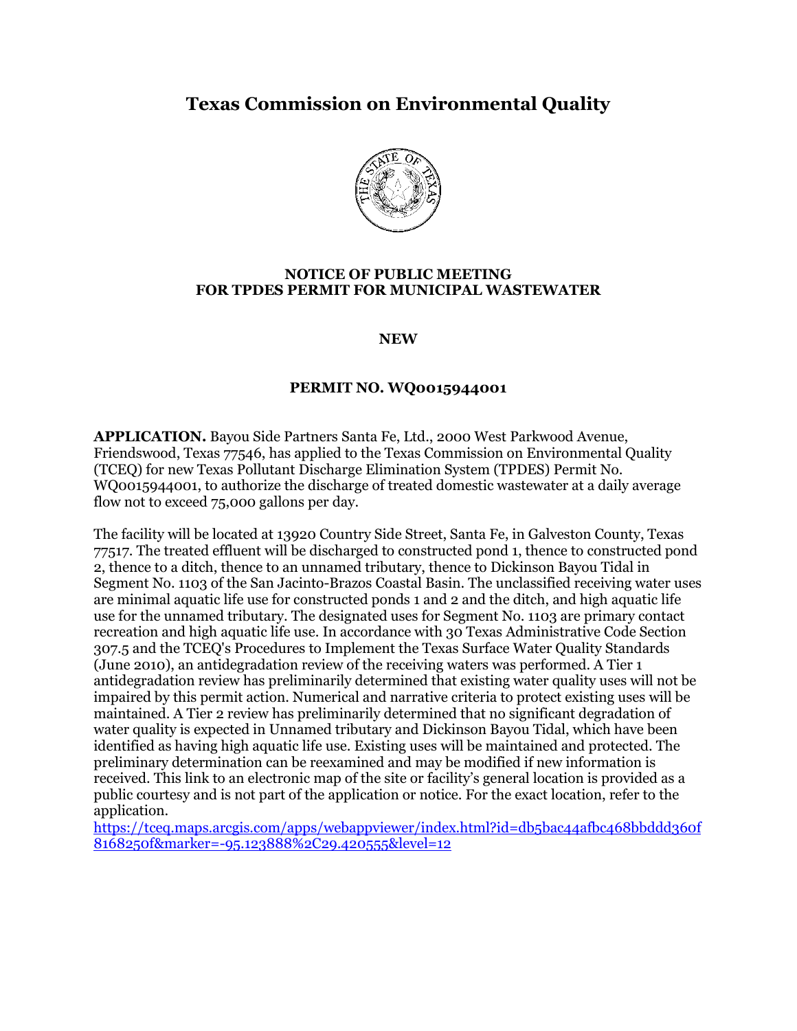# Texas Commission on Environmental Quality

**NOTICE OF PUBLIC MEETING**
**FOR TPDES PERMIT FOR MUNICIPAL WASTEWATER**

**NEW**

**PERMIT NO. WQ0015944001**

**APPLICATION.** Bayou Side Partners Santa Fe, Ltd., 2000 West Parkwood Avenue, Friendswood, Texas 77546, has applied to the Texas Commission on Environmental Quality (TCEQ) for new Texas Pollutant Discharge Elimination System (TPDES) Permit No. WQ0015944001, to authorize the discharge of treated domestic wastewater at a daily average flow not to exceed 75,000 gallons per day.

The facility will be located at 13920 Country Side Street, Santa Fe, in Galveston County, Texas 77517. The treated effluent will be discharged to constructed pond 1, thence to constructed pond 2, thence to a ditch, thence to an unnamed tributary, thence to Dickinson Bayou Tidal in Segment No. 1103 of the San Jacinto-Brazos Coastal Basin. The unclassified receiving water uses are minimal aquatic life use for constructed ponds 1 and 2 and the ditch, and high aquatic life use for the unnamed tributary. The designated uses for Segment No. 1103 are primary contact recreation and high aquatic life use. In accordance with 30 Texas Administrative Code Section 307.5 and the TCEQ's Procedures to Implement the Texas Surface Water Quality Standards (June 2010), an antidegradation review of the receiving waters was performed. A Tier 1 antidegradation review has preliminarily determined that existing water quality uses will not be impaired by this permit action. Numerical and narrative criteria to protect existing uses will be maintained. A Tier 2 review has preliminarily determined that no significant degradation of water quality is expected in Unnamed tributary and Dickinson Bayou Tidal, which have been identified as having high aquatic life use. Existing uses will be maintained and protected. The preliminary determination can be reexamined and may be modified if new information is received. This link to an electronic map of the site or facility's general location is provided as a public courtesy and is not part of the application or notice. For the exact location, refer to the application.
https://tceq.maps.arcgis.com/apps/webappviewer/index.html?id=db5bac44afbc468bbddd360f8168250f&marker=-95.123888%2C29.420555&level=12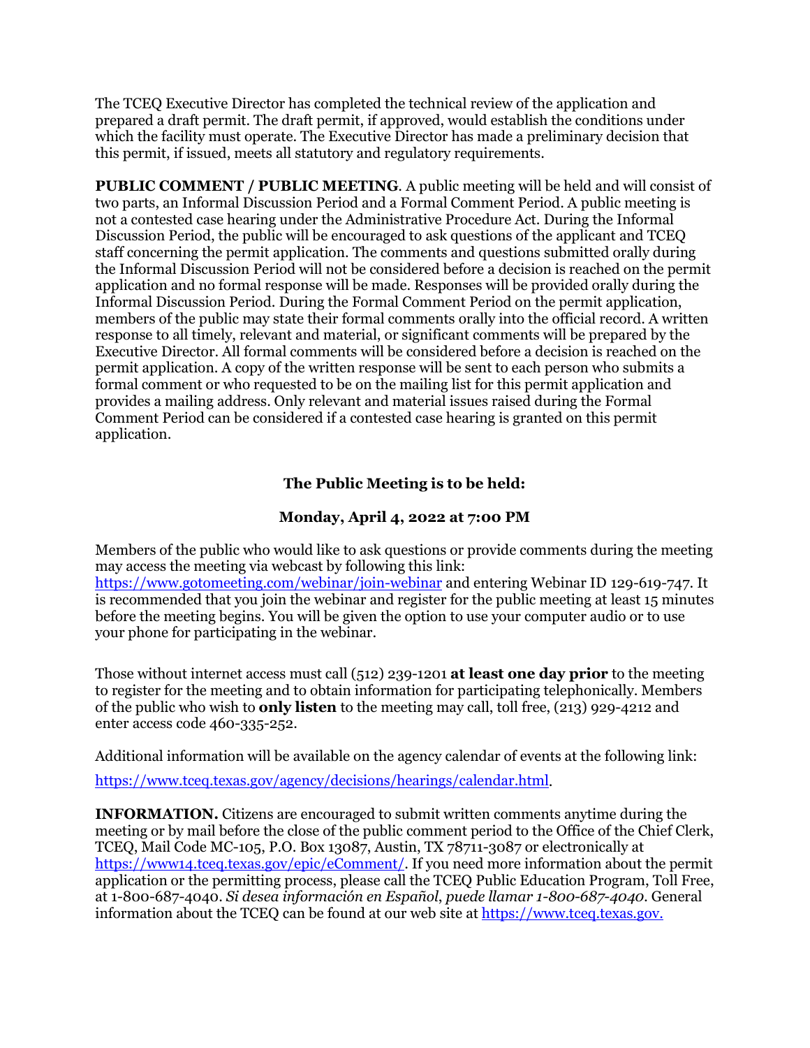The TCEQ Executive Director has completed the technical review of the application and prepared a draft permit. The draft permit, if approved, would establish the conditions under which the facility must operate. The Executive Director has made a preliminary decision that this permit, if issued, meets all statutory and regulatory requirements.

**PUBLIC COMMENT / PUBLIC MEETING**. A public meeting will be held and will consist of two parts, an Informal Discussion Period and a Formal Comment Period. A public meeting is not a contested case hearing under the Administrative Procedure Act. During the Informal Discussion Period, the public will be encouraged to ask questions of the applicant and TCEQ staff concerning the permit application. The comments and questions submitted orally during the Informal Discussion Period will not be considered before a decision is reached on the permit application and no formal response will be made. Responses will be provided orally during the Informal Discussion Period. During the Formal Comment Period on the permit application, members of the public may state their formal comments orally into the official record. A written response to all timely, relevant and material, or significant comments will be prepared by the Executive Director. All formal comments will be considered before a decision is reached on the permit application. A copy of the written response will be sent to each person who submits a formal comment or who requested to be on the mailing list for this permit application and provides a mailing address. Only relevant and material issues raised during the Formal Comment Period can be considered if a contested case hearing is granted on this permit application.

**The Public Meeting is to be held:**

**Monday, April 4, 2022 at 7:00 PM**

Members of the public who would like to ask questions or provide comments during the meeting may access the meeting via webcast by following this link: https://www.gotomeeting.com/webinar/join-webinar and entering Webinar ID 129-619-747. It is recommended that you join the webinar and register for the public meeting at least 15 minutes before the meeting begins. You will be given the option to use your computer audio or to use your phone for participating in the webinar.

Those without internet access must call (512) 239-1201 **at least one day prior** to the meeting to register for the meeting and to obtain information for participating telephonically. Members of the public who wish to **only listen** to the meeting may call, toll free, (213) 929-4212 and enter access code 460-335-252.

Additional information will be available on the agency calendar of events at the following link:

https://www.tceq.texas.gov/agency/decisions/hearings/calendar.html.

**INFORMATION.** Citizens are encouraged to submit written comments anytime during the meeting or by mail before the close of the public comment period to the Office of the Chief Clerk, TCEQ, Mail Code MC-105, P.O. Box 13087, Austin, TX 78711-3087 or electronically at https://www14.tceq.texas.gov/epic/eComment/. If you need more information about the permit application or the permitting process, please call the TCEQ Public Education Program, Toll Free, at 1-800-687-4040. *Si desea información en Español, puede llamar 1-800-687-4040.* General information about the TCEQ can be found at our web site at https://www.tceq.texas.gov.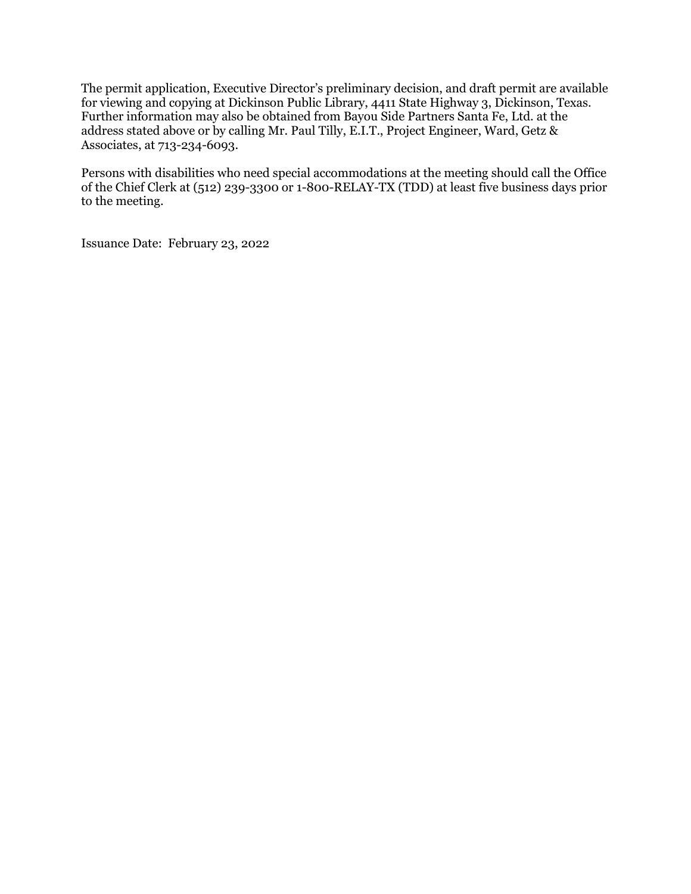The permit application, Executive Director's preliminary decision, and draft permit are available for viewing and copying at Dickinson Public Library, 4411 State Highway 3, Dickinson, Texas. Further information may also be obtained from Bayou Side Partners Santa Fe, Ltd. at the address stated above or by calling Mr. Paul Tilly, E.I.T., Project Engineer, Ward, Getz & Associates, at 713-234-6093.

Persons with disabilities who need special accommodations at the meeting should call the Office of the Chief Clerk at (512) 239-3300 or 1-800-RELAY-TX (TDD) at least five business days prior to the meeting.

Issuance Date: February 23, 2022